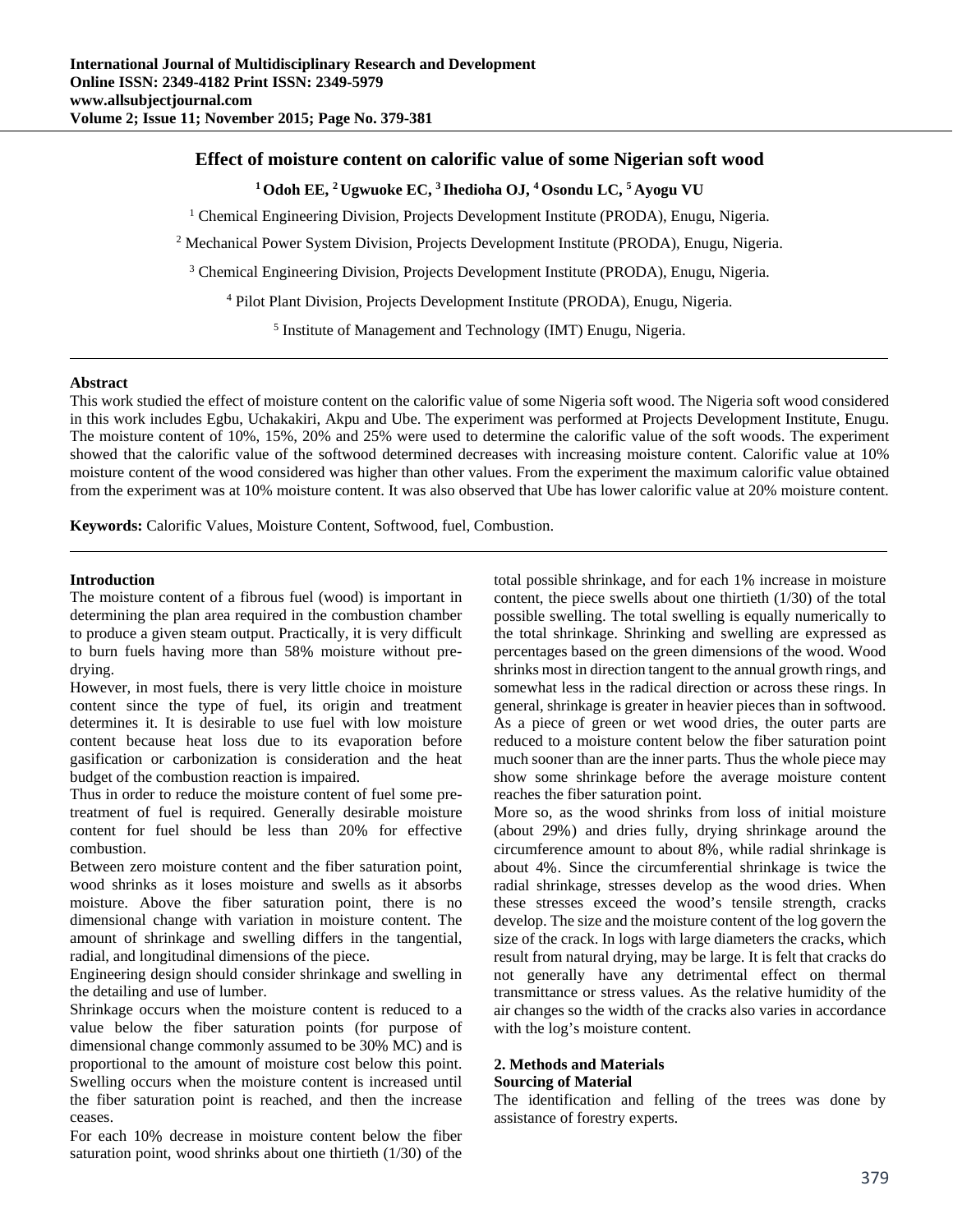# Effect of moisture content on calorific value of some Nigerian soft wood

**[1] Odoh EE, [2] Ugwuoke EC, [3] Ihedioha OJ, [4] Osondu LC, [5] Ayogu VU**

[1] Chemical Engineering Division, Projects Development Institute (PRODA), Enugu, Nigeria.

[2] Mechanical Power System Division, Projects Development Institute (PRODA), Enugu, Nigeria.

[3] Chemical Engineering Division, Projects Development Institute (PRODA), Enugu, Nigeria.

[4] Pilot Plant Division, Projects Development Institute (PRODA), Enugu, Nigeria.

[5] Institute of Management and Technology (IMT) Enugu, Nigeria.

---

**Abstract**

This work studied the effect of moisture content on the calorific value of some Nigeria soft wood. The Nigeria soft wood considered in this work includes Egbu, Uchakakiri, Akpu and Ube. The experiment was performed at Projects Development Institute, Enugu. The moisture content of 10%, 15%, 20% and 25% were used to determine the calorific value of the soft woods. The experiment showed that the calorific value of the softwood determined decreases with increasing moisture content. Calorific value at 10% moisture content of the wood considered was higher than other values. From the experiment the maximum calorific value obtained from the experiment was at 10% moisture content. It was also observed that Ube has lower calorific value at 20% moisture content.

**Keywords:** Calorific Values, Moisture Content, Softwood, fuel, Combustion.

---

## Introduction

The moisture content of a fibrous fuel (wood) is important in determining the plan area required in the combustion chamber to produce a given steam output. Practically, it is very difficult to burn fuels having more than 58% moisture without pre-drying.

However, in most fuels, there is very little choice in moisture content since the type of fuel, its origin and treatment determines it. It is desirable to use fuel with low moisture content because heat loss due to its evaporation before gasification or carbonization is consideration and the heat budget of the combustion reaction is impaired.

Thus in order to reduce the moisture content of fuel some pre-treatment of fuel is required. Generally desirable moisture content for fuel should be less than 20% for effective combustion.

Between zero moisture content and the fiber saturation point, wood shrinks as it loses moisture and swells as it absorbs moisture. Above the fiber saturation point, there is no dimensional change with variation in moisture content. The amount of shrinkage and swelling differs in the tangential, radial, and longitudinal dimensions of the piece.

Engineering design should consider shrinkage and swelling in the detailing and use of lumber.

Shrinkage occurs when the moisture content is reduced to a value below the fiber saturation points (for purpose of dimensional change commonly assumed to be 30% MC) and is proportional to the amount of moisture cost below this point. Swelling occurs when the moisture content is increased until the fiber saturation point is reached, and then the increase ceases.

For each 10% decrease in moisture content below the fiber saturation point, wood shrinks about one thirtieth (1/30) of the total possible shrinkage, and for each 1% increase in moisture content, the piece swells about one thirtieth (1/30) of the total possible swelling. The total swelling is equally numerically to the total shrinkage. Shrinking and swelling are expressed as percentages based on the green dimensions of the wood. Wood shrinks most in direction tangent to the annual growth rings, and somewhat less in the radical direction or across these rings. In general, shrinkage is greater in heavier pieces than in softwood. As a piece of green or wet wood dries, the outer parts are reduced to a moisture content below the fiber saturation point much sooner than are the inner parts. Thus the whole piece may show some shrinkage before the average moisture content reaches the fiber saturation point.

More so, as the wood shrinks from loss of initial moisture (about 29%) and dries fully, drying shrinkage around the circumference amount to about 8%, while radial shrinkage is about 4%. Since the circumferential shrinkage is twice the radial shrinkage, stresses develop as the wood dries. When these stresses exceed the wood's tensile strength, cracks develop. The size and the moisture content of the log govern the size of the crack. In logs with large diameters the cracks, which result from natural drying, may be large. It is felt that cracks do not generally have any detrimental effect on thermal transmittance or stress values. As the relative humidity of the air changes so the width of the cracks also varies in accordance with the log's moisture content.

## 2. Methods and Materials

### Sourcing of Material

The identification and felling of the trees was done by assistance of forestry experts.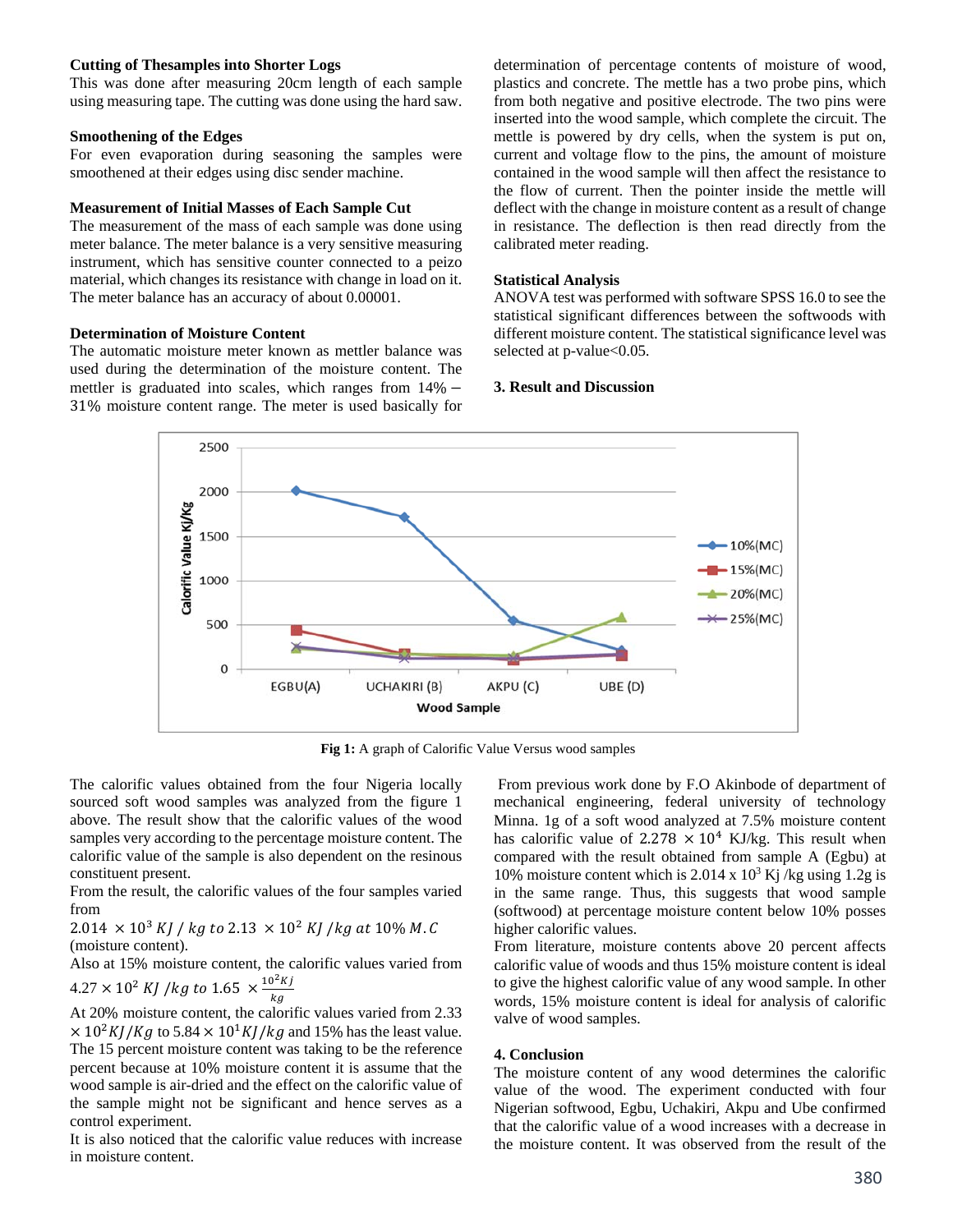**Cutting of Thesamples into Shorter Logs**

This was done after measuring 20cm length of each sample using measuring tape. The cutting was done using the hard saw.

**Smoothening of the Edges**

For even evaporation during seasoning the samples were smoothened at their edges using disc sender machine.

**Measurement of Initial Masses of Each Sample Cut**

The measurement of the mass of each sample was done using meter balance. The meter balance is a very sensitive measuring instrument, which has sensitive counter connected to a peizo material, which changes its resistance with change in load on it. The meter balance has an accuracy of about 0.00001.

**Determination of Moisture Content**

The automatic moisture meter known as mettler balance was used during the determination of the moisture content. The mettler is graduated into scales, which ranges from 14% – 31% moisture content range. The meter is used basically for determination of percentage contents of moisture of wood, plastics and concrete. The mettle has a two probe pins, which from both negative and positive electrode. The two pins were inserted into the wood sample, which complete the circuit. The mettle is powered by dry cells, when the system is put on, current and voltage flow to the pins, the amount of moisture contained in the wood sample will then affect the resistance to the flow of current. Then the pointer inside the mettle will deflect with the change in moisture content as a result of change in resistance. The deflection is then read directly from the calibrated meter reading.

**Statistical Analysis**

ANOVA test was performed with software SPSS 16.0 to see the statistical significant differences between the softwoods with different moisture content. The statistical significance level was selected at p-value<0.05.

## 3. Result and Discussion

**Fig 1:** A graph of Calorific Value Versus wood samples

The calorific values obtained from the four Nigeria locally sourced soft wood samples was analyzed from the figure 1 above. The result show that the calorific values of the wood samples very according to the percentage moisture content. The calorific value of the sample is also dependent on the resinous constituent present.

From the result, the calorific values of the four samples varied from

$2.014 \times 10^3\ KJ / kg$ to $2.13 \times 10^2\ KJ/kg$ at $10\%\ M.C$ (moisture content).

Also at 15% moisture content, the calorific values varied from $4.27 \times 10^2\ KJ/kg$ to $1.65 \times \frac{10^2 Kj}{kg}$

At 20% moisture content, the calorific values varied from $2.33 \times 10^2 KJ/Kg$ to $5.84 \times 10^1 KJ/kg$ and 15% has the least value. The 15 percent moisture content was taking to be the reference percent because at 10% moisture content it is assume that the wood sample is air-dried and the effect on the calorific value of the sample might not be significant and hence serves as a control experiment.

It is also noticed that the calorific value reduces with increase in moisture content.

From previous work done by F.O Akinbode of department of mechanical engineering, federal university of technology Minna. 1g of a soft wood analyzed at 7.5% moisture content has calorific value of $2.278 \times 10^4$ KJ/kg. This result when compared with the result obtained from sample A (Egbu) at 10% moisture content which is $2.014 \times 10^3$ Kj /kg using 1.2g is in the same range. Thus, this suggests that wood sample (softwood) at percentage moisture content below 10% posses higher calorific values.

From literature, moisture contents above 20 percent affects calorific value of woods and thus 15% moisture content is ideal to give the highest calorific value of any wood sample. In other words, 15% moisture content is ideal for analysis of calorific valve of wood samples.

## 4. Conclusion

The moisture content of any wood determines the calorific value of the wood. The experiment conducted with four Nigerian softwood, Egbu, Uchakiri, Akpu and Ube confirmed that the calorific value of a wood increases with a decrease in the moisture content. It was observed from the result of the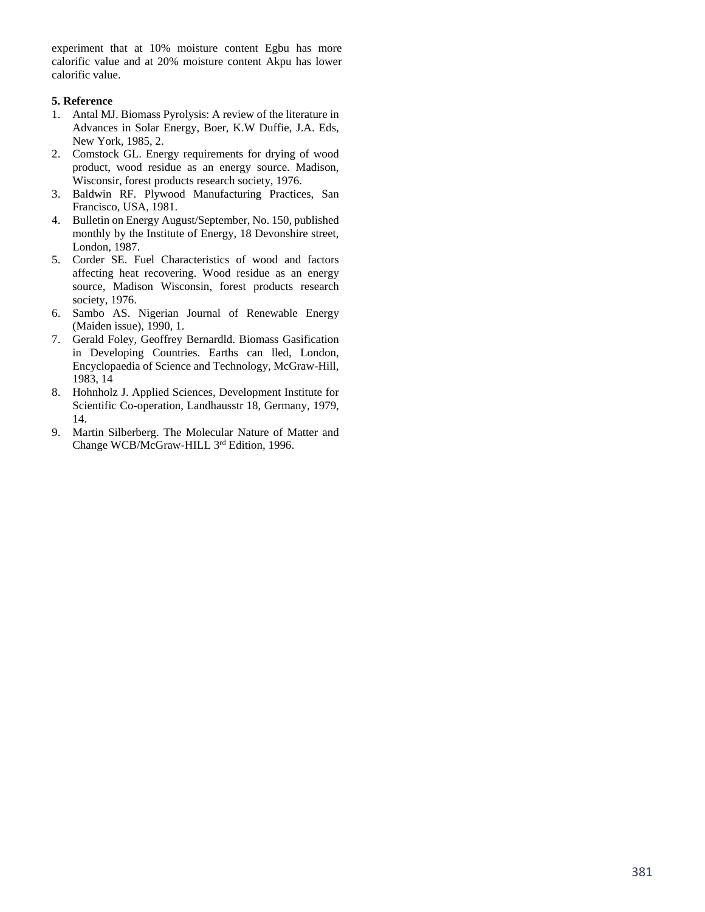experiment that at 10% moisture content Egbu has more calorific value and at 20% moisture content Akpu has lower calorific value.

**5. Reference**

1. Antal MJ. Biomass Pyrolysis: A review of the literature in Advances in Solar Energy, Boer, K.W Duffie, J.A. Eds, New York, 1985, 2.
2. Comstock GL. Energy requirements for drying of wood product, wood residue as an energy source. Madison, Wisconsir, forest products research society, 1976.
3. Baldwin RF. Plywood Manufacturing Practices, San Francisco, USA, 1981.
4. Bulletin on Energy August/September, No. 150, published monthly by the Institute of Energy, 18 Devonshire street, London, 1987.
5. Corder SE. Fuel Characteristics of wood and factors affecting heat recovering. Wood residue as an energy source, Madison Wisconsin, forest products research society, 1976.
6. Sambo AS. Nigerian Journal of Renewable Energy (Maiden issue), 1990, 1.
7. Gerald Foley, Geoffrey Bernardld. Biomass Gasification in Developing Countries. Earths can lled, London, Encyclopaedia of Science and Technology, McGraw-Hill, 1983, 14
8. Hohnholz J. Applied Sciences, Development Institute for Scientific Co-operation, Landhausstr 18, Germany, 1979, 14.
9. Martin Silberberg. The Molecular Nature of Matter and Change WCB/McGraw-HILL 3rd Edition, 1996.